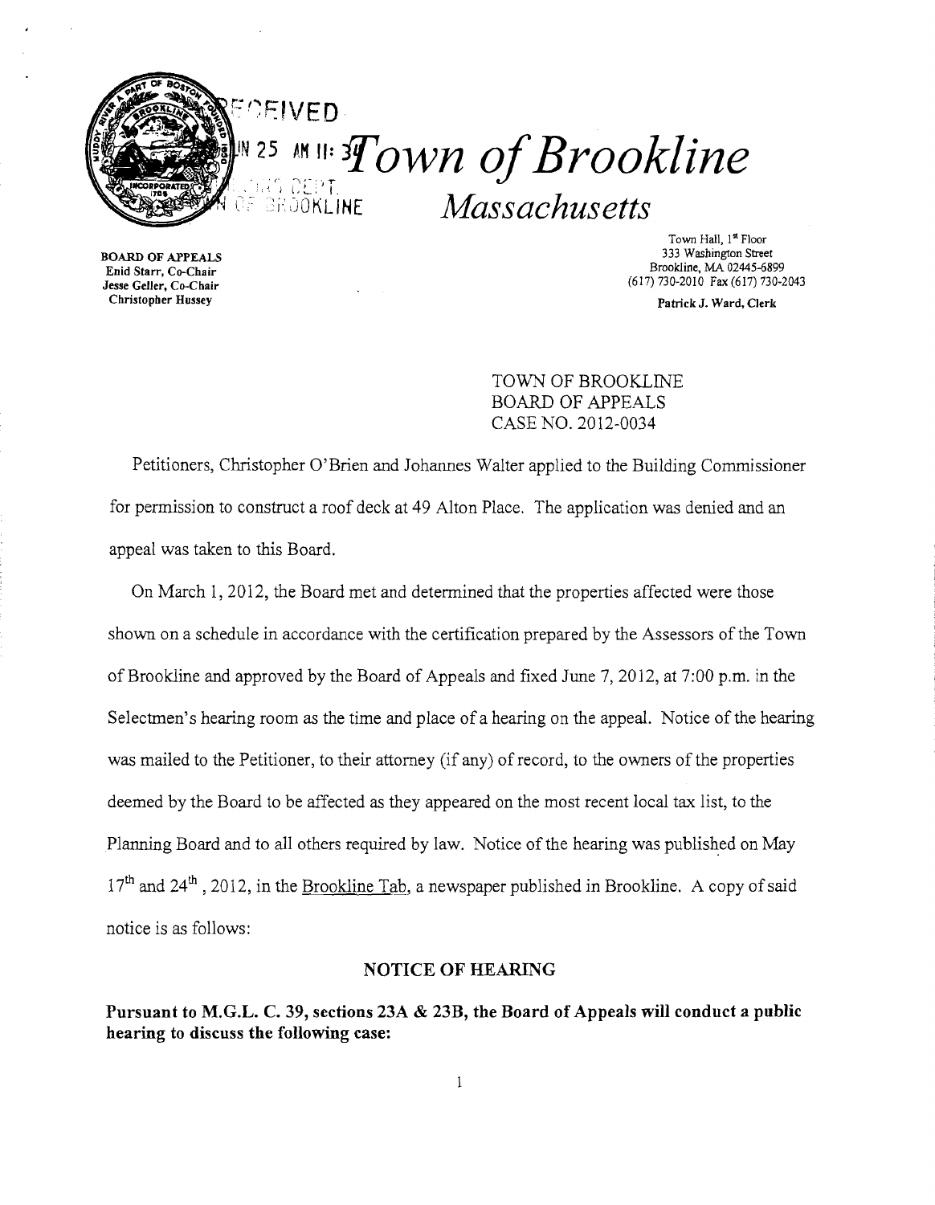# Town of Brookline

## Massachusetts

**BOARD OF APPEALS**
Enid Starr, Co-Chair
Jesse Geller, Co-Chair
Christopher Hussey

Town Hall, 1st Floor
333 Washington Street
Brookline, MA 02445-6899
(617) 730-2010 Fax (617) 730-2043

Patrick J. Ward, Clerk

TOWN OF BROOKLINE
BOARD OF APPEALS
CASE NO. 2012-0034

Petitioners, Christopher O'Brien and Johannes Walter applied to the Building Commissioner for permission to construct a roof deck at 49 Alton Place. The application was denied and an appeal was taken to this Board.

On March 1, 2012, the Board met and determined that the properties affected were those shown on a schedule in accordance with the certification prepared by the Assessors of the Town of Brookline and approved by the Board of Appeals and fixed June 7, 2012, at 7:00 p.m. in the Selectmen's hearing room as the time and place of a hearing on the appeal. Notice of the hearing was mailed to the Petitioner, to their attorney (if any) of record, to the owners of the properties deemed by the Board to be affected as they appeared on the most recent local tax list, to the Planning Board and to all others required by law. Notice of the hearing was published on May 17th and 24th, 2012, in the Brookline Tab, a newspaper published in Brookline. A copy of said notice is as follows:

### NOTICE OF HEARING

**Pursuant to M.G.L. C. 39, sections 23A & 23B, the Board of Appeals will conduct a public hearing to discuss the following case:**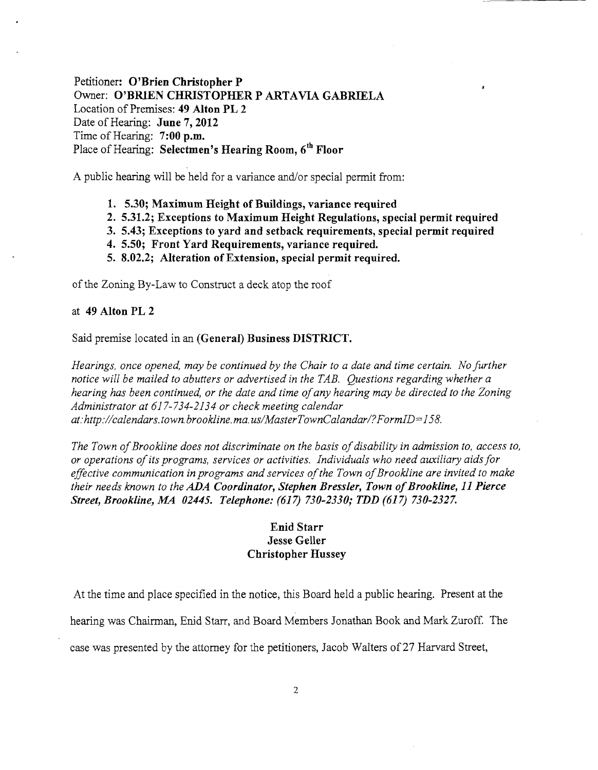Petitioner: **O'Brien Christopher P**
Owner: **O'BRIEN CHRISTOPHER P ARTAVIA GABRIELA**
Location of Premises: **49 Alton PL 2**
Date of Hearing: **June 7, 2012**
Time of Hearing: **7:00 p.m.**
Place of Hearing: **Selectmen's Hearing Room, 6th Floor**

A public hearing will be held for a variance and/or special permit from:

1. **5.30; Maximum Height of Buildings, variance required**
2. **5.31.2; Exceptions to Maximum Height Regulations, special permit required**
3. **5.43; Exceptions to yard and setback requirements, special permit required**
4. **5.50; Front Yard Requirements, variance required.**
5. **8.02.2; Alteration of Extension, special permit required.**

of the Zoning By-Law to Construct a deck atop the roof

at **49 Alton PL 2**

Said premise located in an **(General) Business DISTRICT.**

*Hearings, once opened, may be continued by the Chair to a date and time certain. No further notice will be mailed to abutters or advertised in the TAB. Questions regarding whether a hearing has been continued, or the date and time of any hearing may be directed to the Zoning Administrator at 617-734-2134 or check meeting calendar at:http://calendars.town.brookline.ma.us/MasterTownCalandar/?FormID=158.*

*The Town of Brookline does not discriminate on the basis of disability in admission to, access to, or operations of its programs, services or activities. Individuals who need auxiliary aids for effective communication in programs and services of the Town of Brookline are invited to make their needs known to the **ADA Coordinator, Stephen Bressler, Town of Brookline, 11 Pierce Street, Brookline, MA 02445. Telephone: (617) 730-2330; TDD (617) 730-2327.***

**Enid Starr**
**Jesse Geller**
**Christopher Hussey**

At the time and place specified in the notice, this Board held a public hearing. Present at the hearing was Chairman, Enid Starr, and Board Members Jonathan Book and Mark Zuroff. The case was presented by the attorney for the petitioners, Jacob Walters of 27 Harvard Street,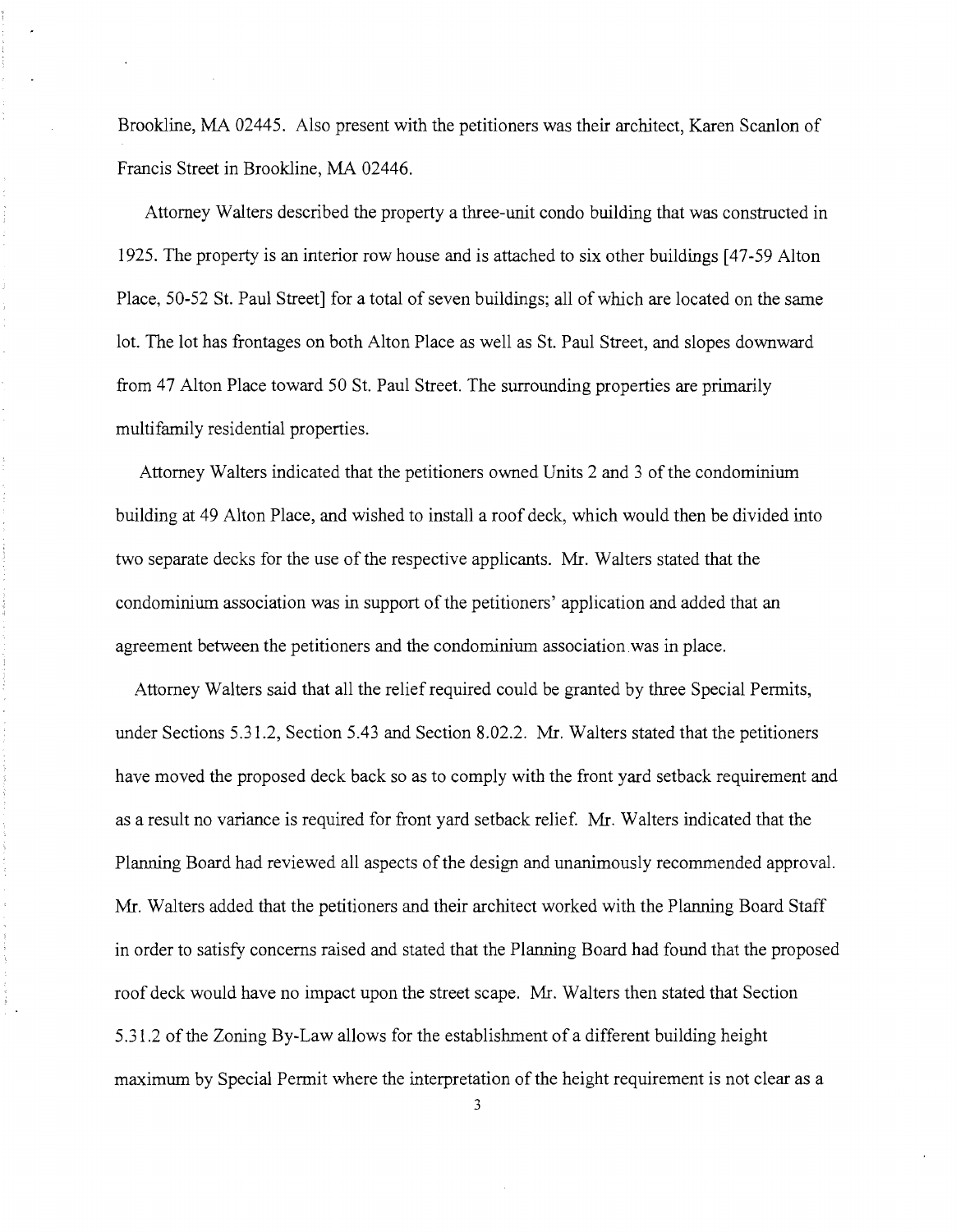Brookline, MA 02445. Also present with the petitioners was their architect, Karen Scanlon of Francis Street in Brookline, MA 02446.

Attorney Walters described the property a three-unit condo building that was constructed in 1925. The property is an interior row house and is attached to six other buildings [47-59 Alton Place, 50-52 St. Paul Street] for a total of seven buildings; all of which are located on the same lot. The lot has frontages on both Alton Place as well as St. Paul Street, and slopes downward from 47 Alton Place toward 50 St. Paul Street. The surrounding properties are primarily multifamily residential properties.

Attorney Walters indicated that the petitioners owned Units 2 and 3 of the condominium building at 49 Alton Place, and wished to install a roof deck, which would then be divided into two separate decks for the use of the respective applicants. Mr. Walters stated that the condominium association was in support of the petitioners' application and added that an agreement between the petitioners and the condominium association was in place.

Attorney Walters said that all the relief required could be granted by three Special Permits, under Sections 5.31.2, Section 5.43 and Section 8.02.2. Mr. Walters stated that the petitioners have moved the proposed deck back so as to comply with the front yard setback requirement and as a result no variance is required for front yard setback relief. Mr. Walters indicated that the Planning Board had reviewed all aspects of the design and unanimously recommended approval. Mr. Walters added that the petitioners and their architect worked with the Planning Board Staff in order to satisfy concerns raised and stated that the Planning Board had found that the proposed roof deck would have no impact upon the street scape. Mr. Walters then stated that Section 5.31.2 of the Zoning By-Law allows for the establishment of a different building height maximum by Special Permit where the interpretation of the height requirement is not clear as a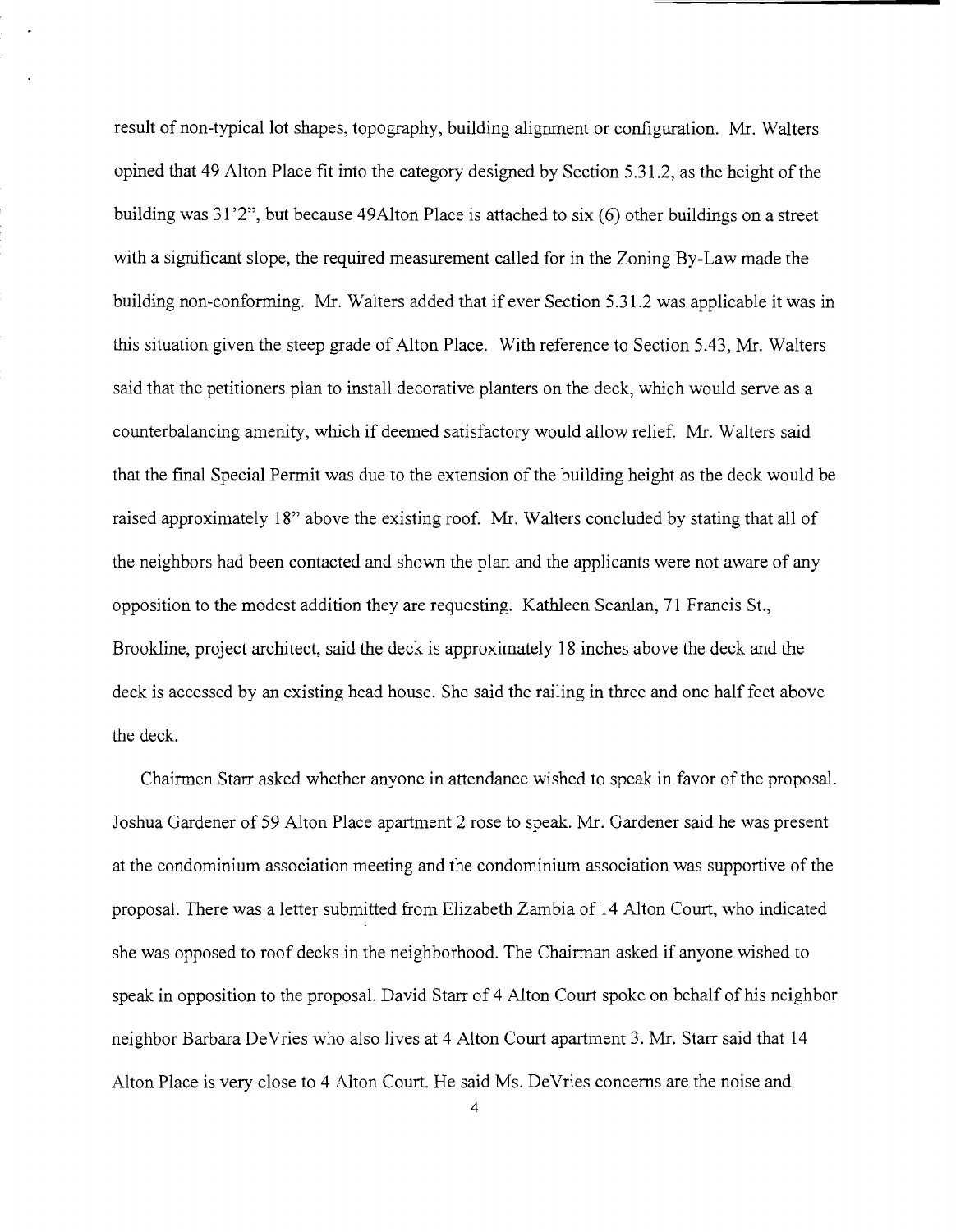result of non-typical lot shapes, topography, building alignment or configuration. Mr. Walters opined that 49 Alton Place fit into the category designed by Section 5.31.2, as the height of the building was 31'2", but because 49Alton Place is attached to six (6) other buildings on a street with a significant slope, the required measurement called for in the Zoning By-Law made the building non-conforming. Mr. Walters added that if ever Section 5.31.2 was applicable it was in this situation given the steep grade of Alton Place. With reference to Section 5.43, Mr. Walters said that the petitioners plan to install decorative planters on the deck, which would serve as a counterbalancing amenity, which if deemed satisfactory would allow relief. Mr. Walters said that the final Special Permit was due to the extension of the building height as the deck would be raised approximately 18" above the existing roof. Mr. Walters concluded by stating that all of the neighbors had been contacted and shown the plan and the applicants were not aware of any opposition to the modest addition they are requesting. Kathleen Scanlan, 71 Francis St., Brookline, project architect, said the deck is approximately 18 inches above the deck and the deck is accessed by an existing head house. She said the railing in three and one half feet above the deck.

Chairmen Starr asked whether anyone in attendance wished to speak in favor of the proposal. Joshua Gardener of 59 Alton Place apartment 2 rose to speak. Mr. Gardener said he was present at the condominium association meeting and the condominium association was supportive of the proposal. There was a letter submitted from Elizabeth Zambia of 14 Alton Court, who indicated she was opposed to roof decks in the neighborhood. The Chairman asked if anyone wished to speak in opposition to the proposal. David Starr of 4 Alton Court spoke on behalf of his neighbor neighbor Barbara DeVries who also lives at 4 Alton Court apartment 3. Mr. Starr said that 14 Alton Place is very close to 4 Alton Court. He said Ms. DeVries concerns are the noise and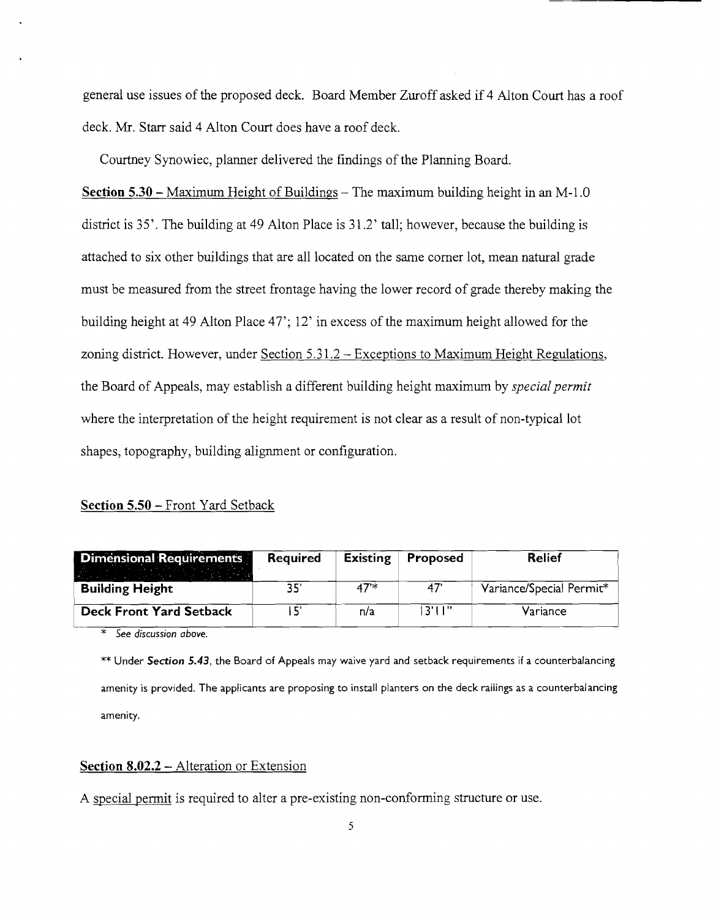general use issues of the proposed deck. Board Member Zuroff asked if 4 Alton Court has a roof deck. Mr. Starr said 4 Alton Court does have a roof deck.

Courtney Synowiec, planner delivered the findings of the Planning Board.

**Section 5.30** – Maximum Height of Buildings – The maximum building height in an M-1.0 district is 35'. The building at 49 Alton Place is 31.2' tall; however, because the building is attached to six other buildings that are all located on the same corner lot, mean natural grade must be measured from the street frontage having the lower record of grade thereby making the building height at 49 Alton Place 47'; 12' in excess of the maximum height allowed for the zoning district. However, under Section 5.31.2 – Exceptions to Maximum Height Regulations, the Board of Appeals, may establish a different building height maximum by *special permit* where the interpretation of the height requirement is not clear as a result of non-typical lot shapes, topography, building alignment or configuration.

**Section 5.50** – Front Yard Setback

| Dimensional Requirements | Required | Existing | Proposed | Relief |
|---|---|---|---|---|
| **Building Height** | 35' | 47'* | 47' | Variance/Special Permit* |
| **Deck Front Yard Setback** | 15' | n/a | 13'11" | Variance |

\* *See discussion above.*

** Under ***Section 5.43***, the Board of Appeals may waive yard and setback requirements if a counterbalancing amenity is provided. The applicants are proposing to install planters on the deck railings as a counterbalancing amenity.

**Section 8.02.2** – Alteration or Extension

A special permit is required to alter a pre-existing non-conforming structure or use.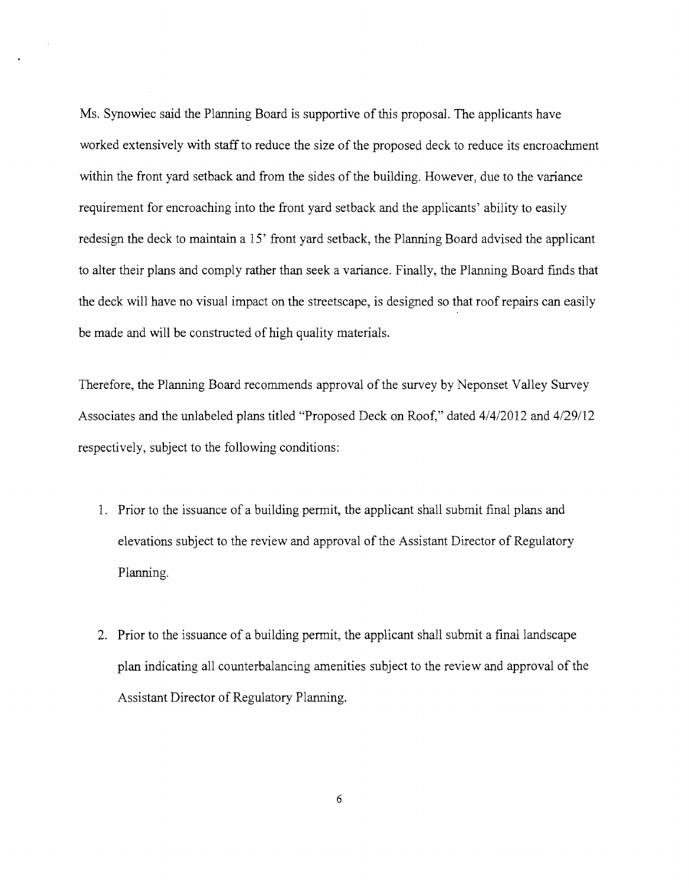Ms. Synowiec said the Planning Board is supportive of this proposal. The applicants have worked extensively with staff to reduce the size of the proposed deck to reduce its encroachment within the front yard setback and from the sides of the building. However, due to the variance requirement for encroaching into the front yard setback and the applicants' ability to easily redesign the deck to maintain a 15' front yard setback, the Planning Board advised the applicant to alter their plans and comply rather than seek a variance. Finally, the Planning Board finds that the deck will have no visual impact on the streetscape, is designed so that roof repairs can easily be made and will be constructed of high quality materials.

Therefore, the Planning Board recommends approval of the survey by Neponset Valley Survey Associates and the unlabeled plans titled "Proposed Deck on Roof," dated 4/4/2012 and 4/29/12 respectively, subject to the following conditions:

1. Prior to the issuance of a building permit, the applicant shall submit final plans and elevations subject to the review and approval of the Assistant Director of Regulatory Planning.

2. Prior to the issuance of a building permit, the applicant shall submit a final landscape plan indicating all counterbalancing amenities subject to the review and approval of the Assistant Director of Regulatory Planning.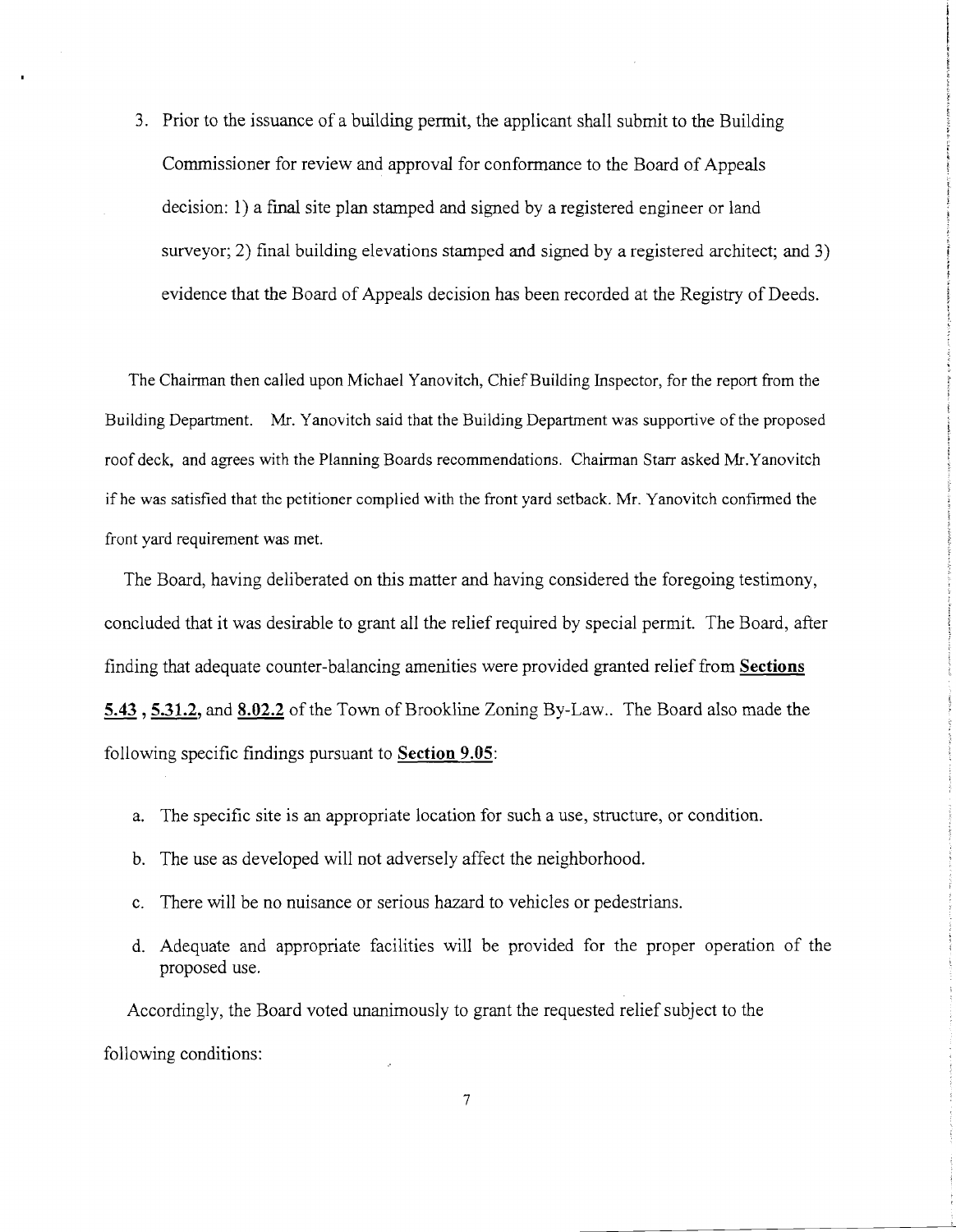3. Prior to the issuance of a building permit, the applicant shall submit to the Building Commissioner for review and approval for conformance to the Board of Appeals decision: 1) a final site plan stamped and signed by a registered engineer or land surveyor; 2) final building elevations stamped and signed by a registered architect; and 3) evidence that the Board of Appeals decision has been recorded at the Registry of Deeds.

The Chairman then called upon Michael Yanovitch, Chief Building Inspector, for the report from the Building Department. Mr. Yanovitch said that the Building Department was supportive of the proposed roof deck, and agrees with the Planning Boards recommendations. Chairman Starr asked Mr.Yanovitch if he was satisfied that the petitioner complied with the front yard setback. Mr. Yanovitch confirmed the front yard requirement was met.

The Board, having deliberated on this matter and having considered the foregoing testimony, concluded that it was desirable to grant all the relief required by special permit. The Board, after finding that adequate counter-balancing amenities were provided granted relief from **Sections 5.43** , **5.31.2,** and **8.02.2** of the Town of Brookline Zoning By-Law.. The Board also made the following specific findings pursuant to **Section 9.05**:

a. The specific site is an appropriate location for such a use, structure, or condition.

b. The use as developed will not adversely affect the neighborhood.

c. There will be no nuisance or serious hazard to vehicles or pedestrians.

d. Adequate and appropriate facilities will be provided for the proper operation of the proposed use.

Accordingly, the Board voted unanimously to grant the requested relief subject to the following conditions: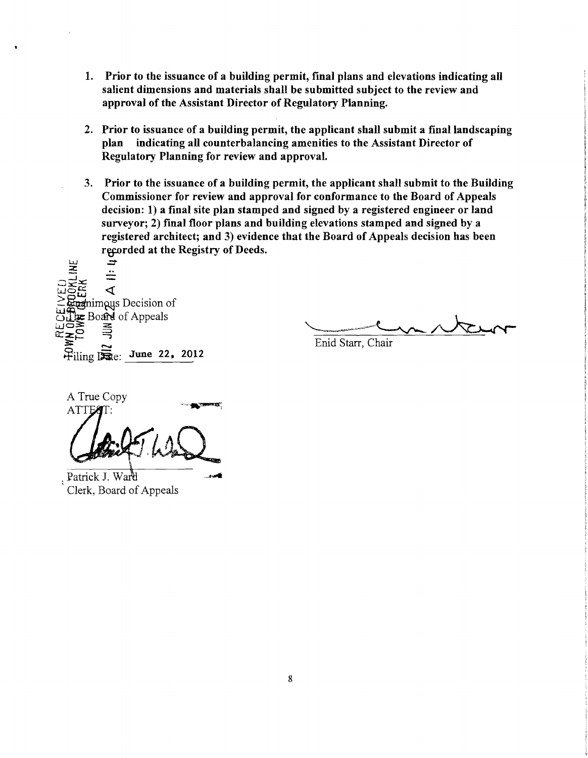1. **Prior to the issuance of a building permit, final plans and elevations indicating all salient dimensions and materials shall be submitted subject to the review and approval of the Assistant Director of Regulatory Planning.**

2. **Prior to issuance of a building permit, the applicant shall submit a final landscaping plan indicating all counterbalancing amenities to the Assistant Director of Regulatory Planning for review and approval.**

3. **Prior to the issuance of a building permit, the applicant shall submit to the Building Commissioner for review and approval for conformance to the Board of Appeals decision: 1) a final site plan stamped and signed by a registered engineer or land surveyor; 2) final floor plans and building elevations stamped and signed by a registered architect; and 3) evidence that the Board of Appeals decision has been recorded at the Registry of Deeds.**

RECEIVED
TOWN OF BROOKLINE
TOWN CLERK
2012 JUN 22 A 11: 40

Unanimous Decision of
The Board of Appeals

Filing Date: **June 22, 2012**

Enid Starr, Chair

A True Copy
ATTEST:

Patrick J. Ward
Clerk, Board of Appeals